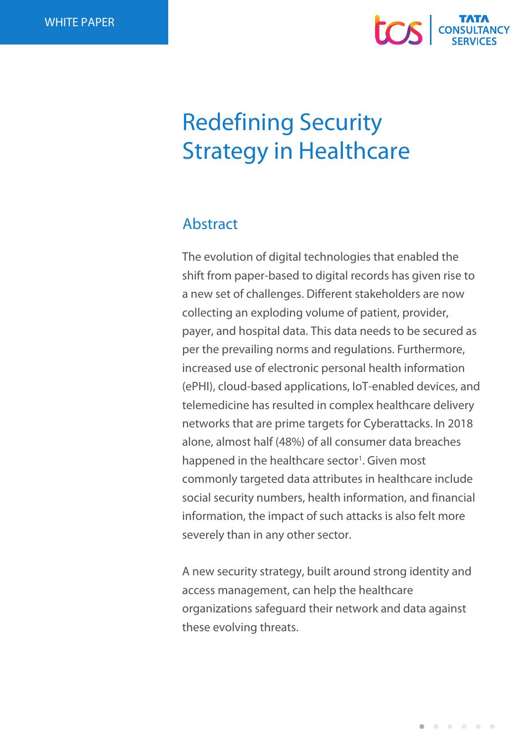WHITE PAPER

# Redefining Security Strategy in Healthcare

## Abstract

The evolution of digital technologies that enabled the shift from paper-based to digital records has given rise to a new set of challenges. Different stakeholders are now collecting an exploding volume of patient, provider, payer, and hospital data. This data needs to be secured as per the prevailing norms and regulations. Furthermore, increased use of electronic personal health information (ePHI), cloud-based applications, IoT-enabled devices, and telemedicine has resulted in complex healthcare delivery networks that are prime targets for Cyberattacks. In 2018 alone, almost half (48%) of all consumer data breaches happened in the healthcare sector[1]. Given most commonly targeted data attributes in healthcare include social security numbers, health information, and financial information, the impact of such attacks is also felt more severely than in any other sector.

A new security strategy, built around strong identity and access management, can help the healthcare organizations safeguard their network and data against these evolving threats.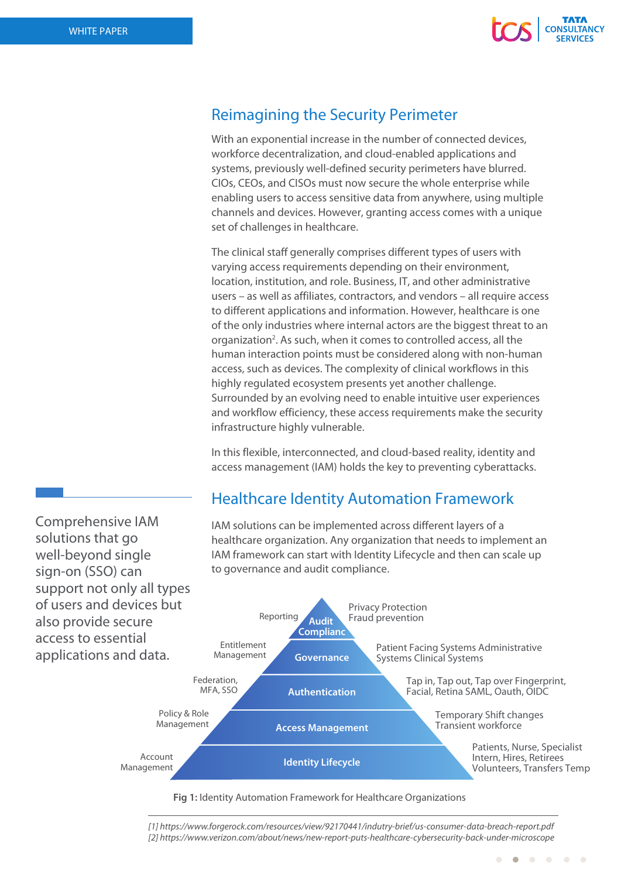## Reimagining the Security Perimeter

With an exponential increase in the number of connected devices, workforce decentralization, and cloud-enabled applications and systems, previously well-defined security perimeters have blurred. CIOs, CEOs, and CISOs must now secure the whole enterprise while enabling users to access sensitive data from anywhere, using multiple channels and devices. However, granting access comes with a unique set of challenges in healthcare.

The clinical staff generally comprises different types of users with varying access requirements depending on their environment, location, institution, and role. Business, IT, and other administrative users – as well as affiliates, contractors, and vendors – all require access to different applications and information. However, healthcare is one of the only industries where internal actors are the biggest threat to an organization[2]. As such, when it comes to controlled access, all the human interaction points must be considered along with non-human access, such as devices. The complexity of clinical workflows in this highly regulated ecosystem presents yet another challenge. Surrounded by an evolving need to enable intuitive user experiences and workflow efficiency, these access requirements make the security infrastructure highly vulnerable.

In this flexible, interconnected, and cloud-based reality, identity and access management (IAM) holds the key to preventing cyberattacks.

Comprehensive IAM solutions that go well-beyond single sign-on (SSO) can support not only all types of users and devices but also provide secure access to essential applications and data.

## Healthcare Identity Automation Framework

IAM solutions can be implemented across different layers of a healthcare organization. Any organization that needs to implement an IAM framework can start with Identity Lifecycle and then can scale up to governance and audit compliance.

| Left | Layer | Right |
|---|---|---|
| Reporting | Audit Complianc | Privacy Protection Fraud prevention |
| Entitlement Management | Governance | Patient Facing Systems Administrative Systems Clinical Systems |
| Federation, MFA, SSO | Authentication | Tap in, Tap out, Tap over Fingerprint, Facial, Retina SAML, Oauth, OIDC |
| Policy & Role Management | Access Management | Temporary Shift changes Transient workforce |
| Account Management | Identity Lifecycle | Patients, Nurse, Specialist Intern, Hires, Retirees Volunteers, Transfers Temp |

**Fig 1:** Identity Automation Framework for Healthcare Organizations

*[1] https://www.forgerock.com/resources/view/92170441/indutry-brief/us-consumer-data-breach-report.pdf*
*[2] https://www.verizon.com/about/news/new-report-puts-healthcare-cybersecurity-back-under-microscope*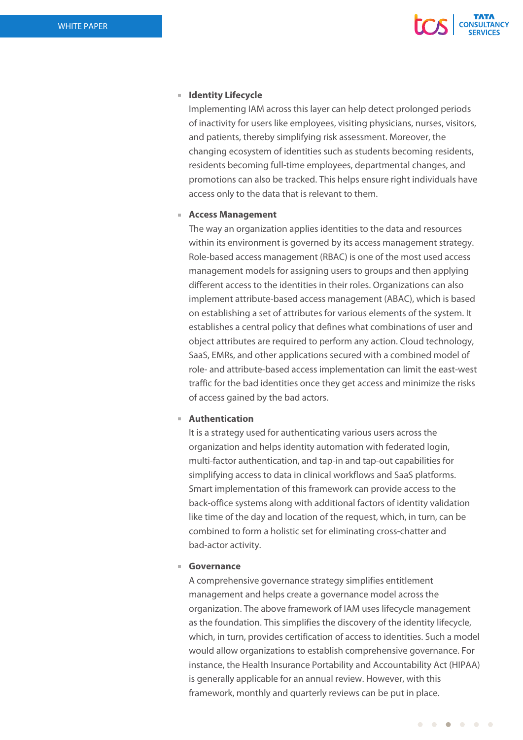- **Identity Lifecycle**
  Implementing IAM across this layer can help detect prolonged periods of inactivity for users like employees, visiting physicians, nurses, visitors, and patients, thereby simplifying risk assessment. Moreover, the changing ecosystem of identities such as students becoming residents, residents becoming full-time employees, departmental changes, and promotions can also be tracked. This helps ensure right individuals have access only to the data that is relevant to them.

- **Access Management**
  The way an organization applies identities to the data and resources within its environment is governed by its access management strategy. Role-based access management (RBAC) is one of the most used access management models for assigning users to groups and then applying different access to the identities in their roles. Organizations can also implement attribute-based access management (ABAC), which is based on establishing a set of attributes for various elements of the system. It establishes a central policy that defines what combinations of user and object attributes are required to perform any action. Cloud technology, SaaS, EMRs, and other applications secured with a combined model of role- and attribute-based access implementation can limit the east-west traffic for the bad identities once they get access and minimize the risks of access gained by the bad actors.

- **Authentication**
  It is a strategy used for authenticating various users across the organization and helps identity automation with federated login, multi-factor authentication, and tap-in and tap-out capabilities for simplifying access to data in clinical workflows and SaaS platforms. Smart implementation of this framework can provide access to the back-office systems along with additional factors of identity validation like time of the day and location of the request, which, in turn, can be combined to form a holistic set for eliminating cross-chatter and bad-actor activity.

- **Governance**
  A comprehensive governance strategy simplifies entitlement management and helps create a governance model across the organization. The above framework of IAM uses lifecycle management as the foundation. This simplifies the discovery of the identity lifecycle, which, in turn, provides certification of access to identities. Such a model would allow organizations to establish comprehensive governance. For instance, the Health Insurance Portability and Accountability Act (HIPAA) is generally applicable for an annual review. However, with this framework, monthly and quarterly reviews can be put in place.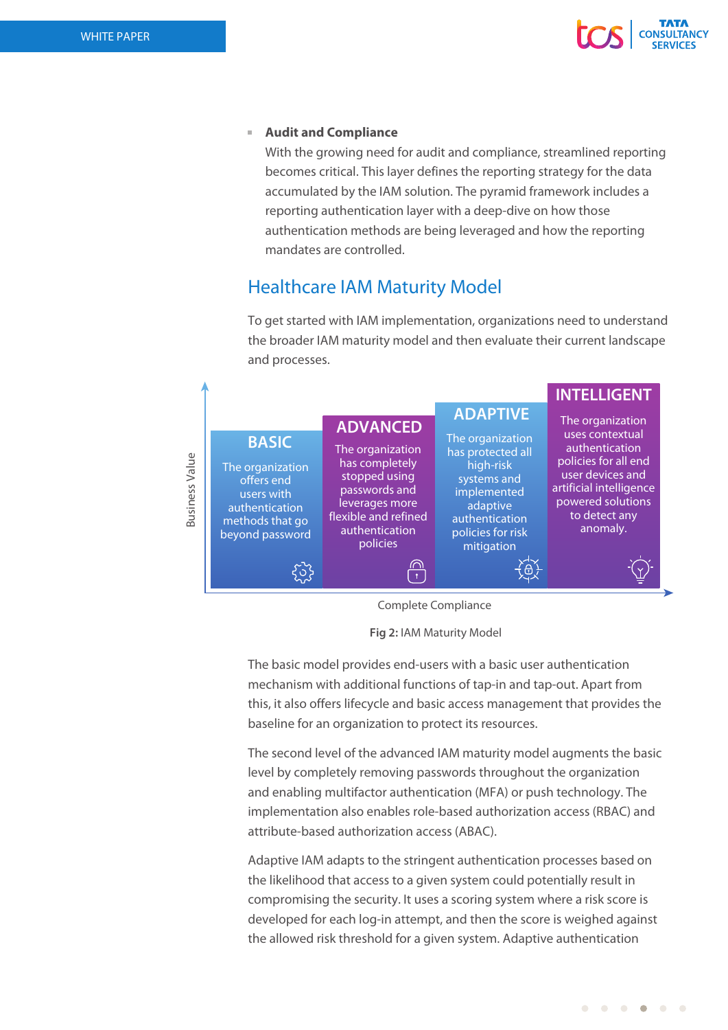- **Audit and Compliance**
  With the growing need for audit and compliance, streamlined reporting becomes critical. This layer defines the reporting strategy for the data accumulated by the IAM solution. The pyramid framework includes a reporting authentication layer with a deep-dive on how those authentication methods are being leveraged and how the reporting mandates are controlled.

## Healthcare IAM Maturity Model

To get started with IAM implementation, organizations need to understand the broader IAM maturity model and then evaluate their current landscape and processes.

Business Value

**BASIC**
The organization offers end users with authentication methods that go beyond password

**ADVANCED**
The organization has completely stopped using passwords and leverages more flexible and refined authentication policies

**ADAPTIVE**
The organization has protected all high-risk systems and implemented adaptive authentication policies for risk mitigation

**INTELLIGENT**
The organization uses contextual authentication policies for all end user devices and artificial intelligence powered solutions to detect any anomaly.

Complete Compliance

**Fig 2:** IAM Maturity Model

The basic model provides end-users with a basic user authentication mechanism with additional functions of tap-in and tap-out. Apart from this, it also offers lifecycle and basic access management that provides the baseline for an organization to protect its resources.

The second level of the advanced IAM maturity model augments the basic level by completely removing passwords throughout the organization and enabling multifactor authentication (MFA) or push technology. The implementation also enables role-based authorization access (RBAC) and attribute-based authorization access (ABAC).

Adaptive IAM adapts to the stringent authentication processes based on the likelihood that access to a given system could potentially result in compromising the security. It uses a scoring system where a risk score is developed for each log-in attempt, and then the score is weighed against the allowed risk threshold for a given system. Adaptive authentication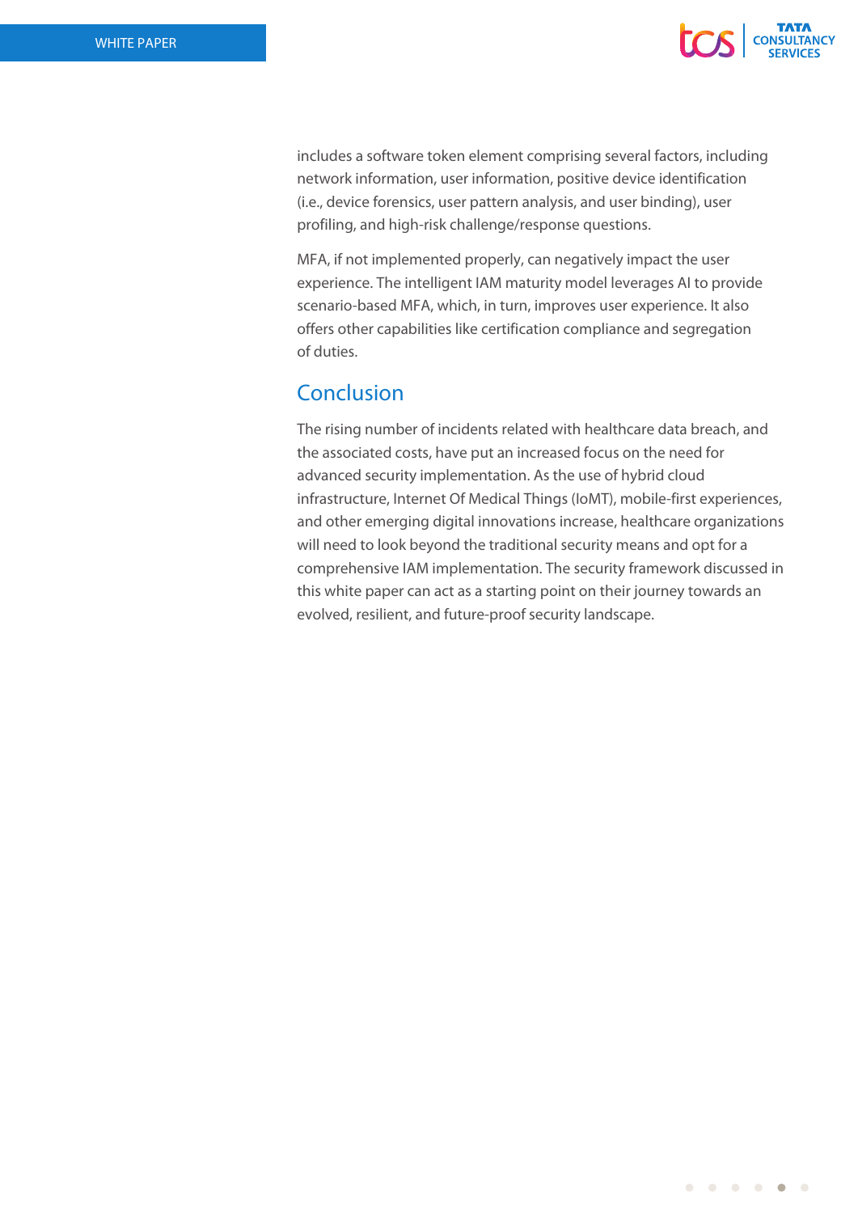includes a software token element comprising several factors, including network information, user information, positive device identification (i.e., device forensics, user pattern analysis, and user binding), user profiling, and high-risk challenge/response questions.

MFA, if not implemented properly, can negatively impact the user experience. The intelligent IAM maturity model leverages AI to provide scenario-based MFA, which, in turn, improves user experience. It also offers other capabilities like certification compliance and segregation of duties.

## Conclusion

The rising number of incidents related with healthcare data breach, and the associated costs, have put an increased focus on the need for advanced security implementation. As the use of hybrid cloud infrastructure, Internet Of Medical Things (IoMT), mobile-first experiences, and other emerging digital innovations increase, healthcare organizations will need to look beyond the traditional security means and opt for a comprehensive IAM implementation. The security framework discussed in this white paper can act as a starting point on their journey towards an evolved, resilient, and future-proof security landscape.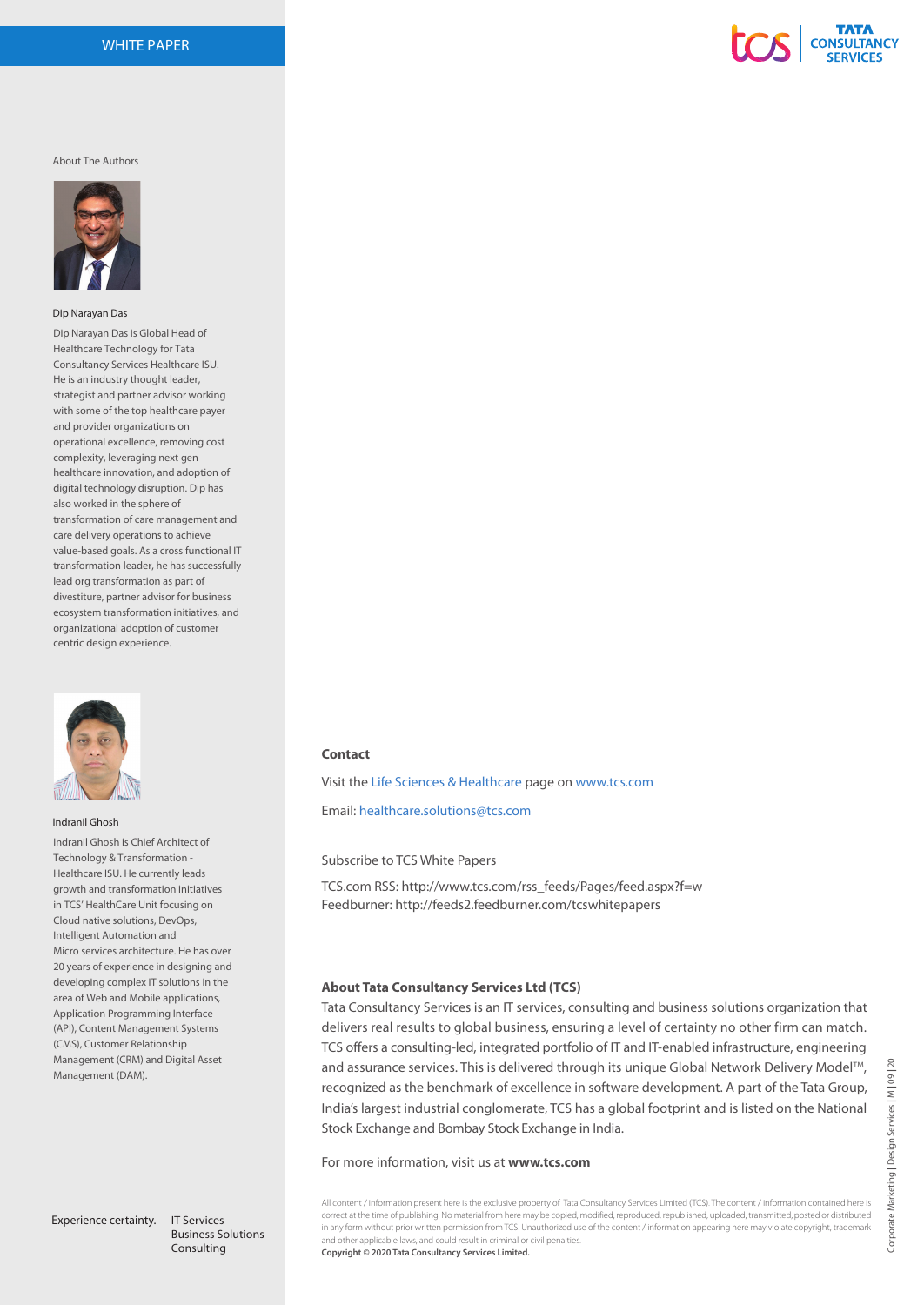WHITE PAPER

About The Authors

Dip Narayan Das

Dip Narayan Das is Global Head of Healthcare Technology for Tata Consultancy Services Healthcare ISU. He is an industry thought leader, strategist and partner advisor working with some of the top healthcare payer and provider organizations on operational excellence, removing cost complexity, leveraging next gen healthcare innovation, and adoption of digital technology disruption. Dip has also worked in the sphere of transformation of care management and care delivery operations to achieve value-based goals. As a cross functional IT transformation leader, he has successfully lead org transformation as part of divestiture, partner advisor for business ecosystem transformation initiatives, and organizational adoption of customer centric design experience.

Indranil Ghosh

Indranil Ghosh is Chief Architect of Technology & Transformation - Healthcare ISU. He currently leads growth and transformation initiatives in TCS' HealthCare Unit focusing on Cloud native solutions, DevOps, Intelligent Automation and Micro services architecture. He has over 20 years of experience in designing and developing complex IT solutions in the area of Web and Mobile applications, Application Programming Interface (API), Content Management Systems (CMS), Customer Relationship Management (CRM) and Digital Asset Management (DAM).

**Contact**

Visit the Life Sciences & Healthcare page on www.tcs.com

Email: healthcare.solutions@tcs.com

Subscribe to TCS White Papers

TCS.com RSS: http://www.tcs.com/rss_feeds/Pages/feed.aspx?f=w
Feedburner: http://feeds2.feedburner.com/tcswhitepapers

**About Tata Consultancy Services Ltd (TCS)**

Tata Consultancy Services is an IT services, consulting and business solutions organization that delivers real results to global business, ensuring a level of certainty no other firm can match. TCS offers a consulting-led, integrated portfolio of IT and IT-enabled infrastructure, engineering and assurance services. This is delivered through its unique Global Network Delivery Model™, recognized as the benchmark of excellence in software development. A part of the Tata Group, India's largest industrial conglomerate, TCS has a global footprint and is listed on the National Stock Exchange and Bombay Stock Exchange in India.

For more information, visit us at **www.tcs.com**

All content / information present here is the exclusive property of Tata Consultancy Services Limited (TCS). The content / information contained here is correct at the time of publishing. No material from here may be copied, modified, reproduced, republished, uploaded, transmitted, posted or distributed in any form without prior written permission from TCS. Unauthorized use of the content / information appearing here may violate copyright, trademark and other applicable laws, and could result in criminal or civil penalties.
**Copyright © 2020 Tata Consultancy Services Limited.**

Corporate Marketing | Design Services | M | 09 | 20

Experience certainty.

IT Services
Business Solutions
Consulting